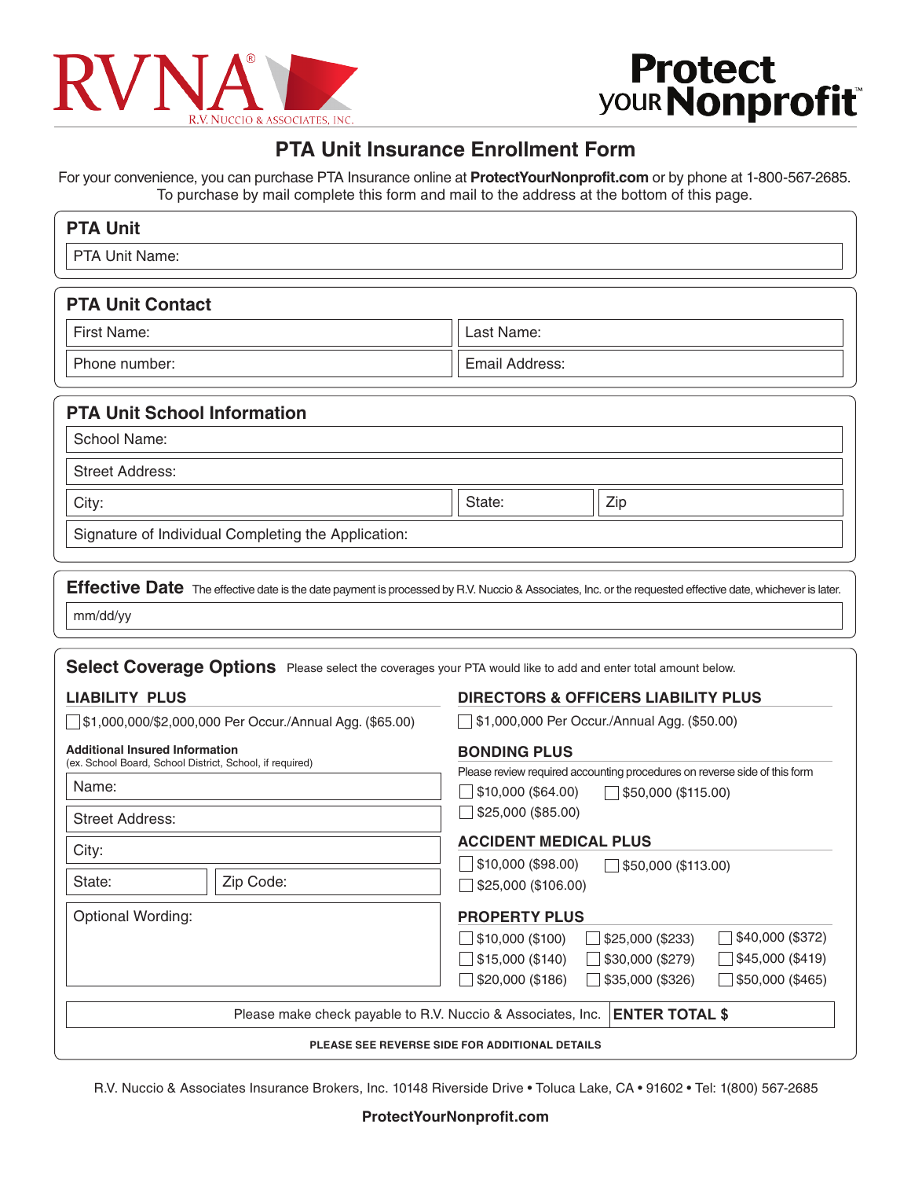RVNA® R.V. NUCCIO & ASSOCIATES, INC.

Protect your Nonprofit™

# PTA Unit Insurance Enrollment Form

For your convenience, you can purchase PTA Insurance online at **ProtectYourNonprofit.com** or by phone at 1-800-567-2685. To purchase by mail complete this form and mail to the address at the bottom of this page.

## PTA Unit

PTA Unit Name:

## PTA Unit Contact

| First Name: | Last Name: |
|---|---|
| Phone number: | Email Address: |

## PTA Unit School Information

School Name:

Street Address:

| City: | State: | Zip |
|---|---|---|

Signature of Individual Completing the Application:

## Effective Date

The effective date is the date payment is processed by R.V. Nuccio & Associates, Inc. or the requested effective date, whichever is later.

mm/dd/yy

## Select Coverage Options

Please select the coverages your PTA would like to add and enter total amount below.

### LIABILITY PLUS

☐ $1,000,000/$2,000,000 Per Occur./Annual Agg. ($65.00)

**Additional Insured Information**
(ex. School Board, School District, School, if required)

Name:

Street Address:

City:

| State: | Zip Code: |
|---|---|

Optional Wording:

### DIRECTORS & OFFICERS LIABILITY PLUS

☐ $1,000,000 Per Occur./Annual Agg. ($50.00)

### BONDING PLUS

Please review required accounting procedures on reverse side of this form

☐ $10,000 ($64.00)
☐ $25,000 ($85.00)
☐ $50,000 ($115.00)

### ACCIDENT MEDICAL PLUS

☐ $10,000 ($98.00)
☐ $25,000 ($106.00)
☐ $50,000 ($113.00)

### PROPERTY PLUS

☐ $10,000 ($100)
☐ $15,000 ($140)
☐ $20,000 ($186)
☐ $25,000 ($233)
☐ $30,000 ($279)
☐ $35,000 ($326)
☐ $40,000 ($372)
☐ $45,000 ($419)
☐ $50,000 ($465)

Please make check payable to R.V. Nuccio & Associates, Inc. **ENTER TOTAL $**

**PLEASE SEE REVERSE SIDE FOR ADDITIONAL DETAILS**

R.V. Nuccio & Associates Insurance Brokers, Inc. 10148 Riverside Drive • Toluca Lake, CA • 91602 • Tel: 1(800) 567-2685

**ProtectYourNonprofit.com**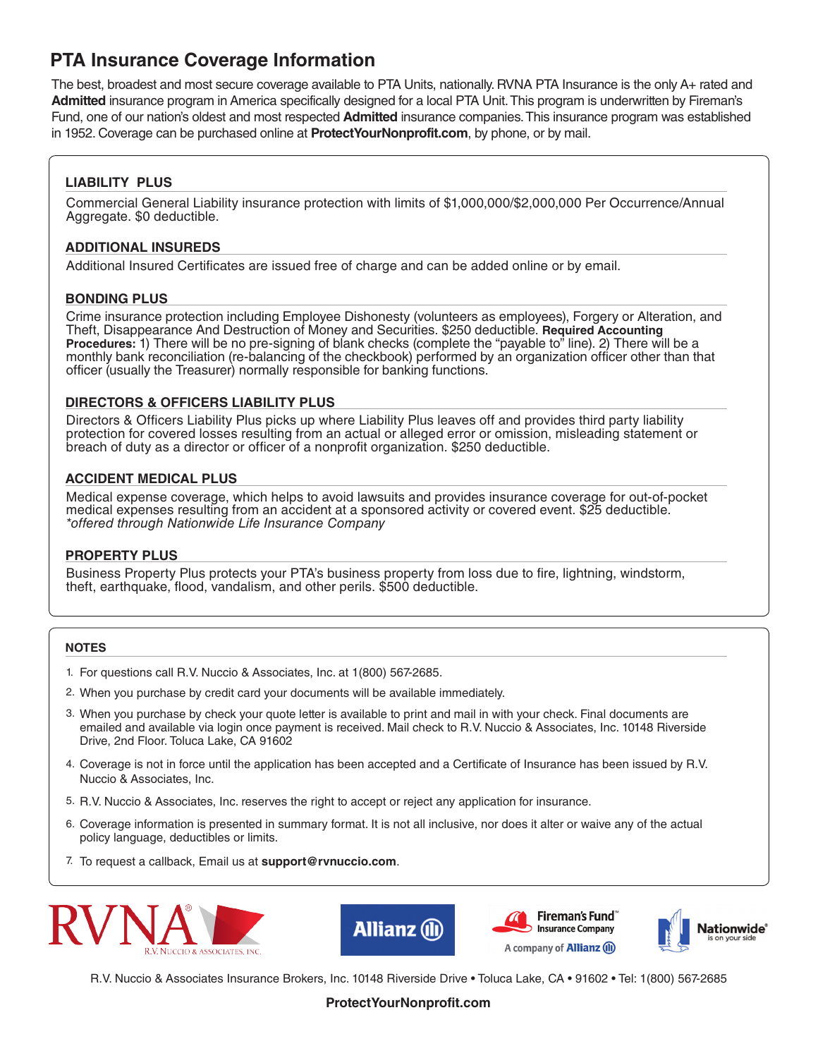# PTA Insurance Coverage Information

The best, broadest and most secure coverage available to PTA Units, nationally. RVNA PTA Insurance is the only A+ rated and **Admitted** insurance program in America specifically designed for a local PTA Unit. This program is underwritten by Fireman's Fund, one of our nation's oldest and most respected **Admitted** insurance companies. This insurance program was established in 1952. Coverage can be purchased online at **ProtectYourNonprofit.com**, by phone, or by mail.

### LIABILITY PLUS

Commercial General Liability insurance protection with limits of $1,000,000/$2,000,000 Per Occurrence/Annual Aggregate. $0 deductible.

### ADDITIONAL INSUREDS

Additional Insured Certificates are issued free of charge and can be added online or by email.

### BONDING PLUS

Crime insurance protection including Employee Dishonesty (volunteers as employees), Forgery or Alteration, and Theft, Disappearance And Destruction of Money and Securities. $250 deductible. **Required Accounting Procedures:** 1) There will be no pre-signing of blank checks (complete the "payable to" line). 2) There will be a monthly bank reconciliation (re-balancing of the checkbook) performed by an organization officer other than that officer (usually the Treasurer) normally responsible for banking functions.

### DIRECTORS & OFFICERS LIABILITY PLUS

Directors & Officers Liability Plus picks up where Liability Plus leaves off and provides third party liability protection for covered losses resulting from an actual or alleged error or omission, misleading statement or breach of duty as a director or officer of a nonprofit organization. $250 deductible.

### ACCIDENT MEDICAL PLUS

Medical expense coverage, which helps to avoid lawsuits and provides insurance coverage for out-of-pocket medical expenses resulting from an accident at a sponsored activity or covered event. $25 deductible.
*\*offered through Nationwide Life Insurance Company*

### PROPERTY PLUS

Business Property Plus protects your PTA's business property from loss due to fire, lightning, windstorm, theft, earthquake, flood, vandalism, and other perils. $500 deductible.

### NOTES

1. For questions call R.V. Nuccio & Associates, Inc. at 1(800) 567-2685.
2. When you purchase by credit card your documents will be available immediately.
3. When you purchase by check your quote letter is available to print and mail in with your check. Final documents are emailed and available via login once payment is received. Mail check to R.V. Nuccio & Associates, Inc. 10148 Riverside Drive, 2nd Floor. Toluca Lake, CA 91602
4. Coverage is not in force until the application has been accepted and a Certificate of Insurance has been issued by R.V. Nuccio & Associates, Inc.
5. R.V. Nuccio & Associates, Inc. reserves the right to accept or reject any application for insurance.
6. Coverage information is presented in summary format. It is not all inclusive, nor does it alter or waive any of the actual policy language, deductibles or limits.
7. To request a callback, Email us at **support@rvnuccio.com**.

RVNA R.V. Nuccio & Associates, Inc. | Allianz | Fireman's Fund Insurance Company – A company of Allianz | Nationwide is on your side

R.V. Nuccio & Associates Insurance Brokers, Inc. 10148 Riverside Drive • Toluca Lake, CA • 91602 • Tel: 1(800) 567-2685

**ProtectYourNonprofit.com**